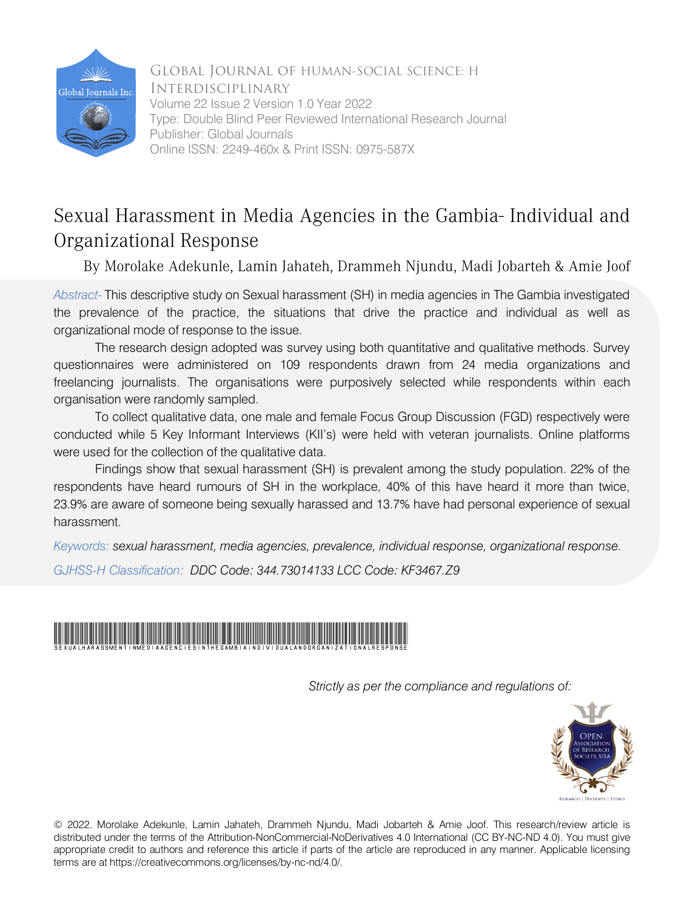Global Journal of Human-Social Science: H Interdisciplinary
Volume 22 Issue 2 Version 1.0 Year 2022
Type: Double Blind Peer Reviewed International Research Journal
Publisher: Global Journals
Online ISSN: 2249-460x & Print ISSN: 0975-587X

# Sexual Harassment in Media Agencies in the Gambia- Individual and Organizational Response

By Morolake Adekunle, Lamin Jahateh, Drammeh Njundu, Madi Jobarteh & Amie Joof

*Abstract-* This descriptive study on Sexual harassment (SH) in media agencies in The Gambia investigated the prevalence of the practice, the situations that drive the practice and individual as well as organizational mode of response to the issue.

The research design adopted was survey using both quantitative and qualitative methods. Survey questionnaires were administered on 109 respondents drawn from 24 media organizations and freelancing journalists. The organisations were purposively selected while respondents within each organisation were randomly sampled.

To collect qualitative data, one male and female Focus Group Discussion (FGD) respectively were conducted while 5 Key Informant Interviews (KII's) were held with veteran journalists. Online platforms were used for the collection of the qualitative data.

Findings show that sexual harassment (SH) is prevalent among the study population. 22% of the respondents have heard rumours of SH in the workplace, 40% of this have heard it more than twice, 23.9% are aware of someone being sexually harassed and 13.7% have had personal experience of sexual harassment.

*Keywords: sexual harassment, media agencies, prevalence, individual response, organizational response.*

*GJHSS-H Classification: DDC Code: 344.73014133 LCC Code: KF3467.Z9*

SEXUALHARASSMENTINMEDIAAGENCIESINTHEGAMBIAINDIVIDUALANDORGANIZATIONALRESPONSE

*Strictly as per the compliance and regulations of:*

© 2022. Morolake Adekunle, Lamin Jahateh, Drammeh Njundu, Madi Jobarteh & Amie Joof. This research/review article is distributed under the terms of the Attribution-NonCommercial-NoDerivatives 4.0 International (CC BY-NC-ND 4.0). You must give appropriate credit to authors and reference this article if parts of the article are reproduced in any manner. Applicable licensing terms are at https://creativecommons.org/licenses/by-nc-nd/4.0/.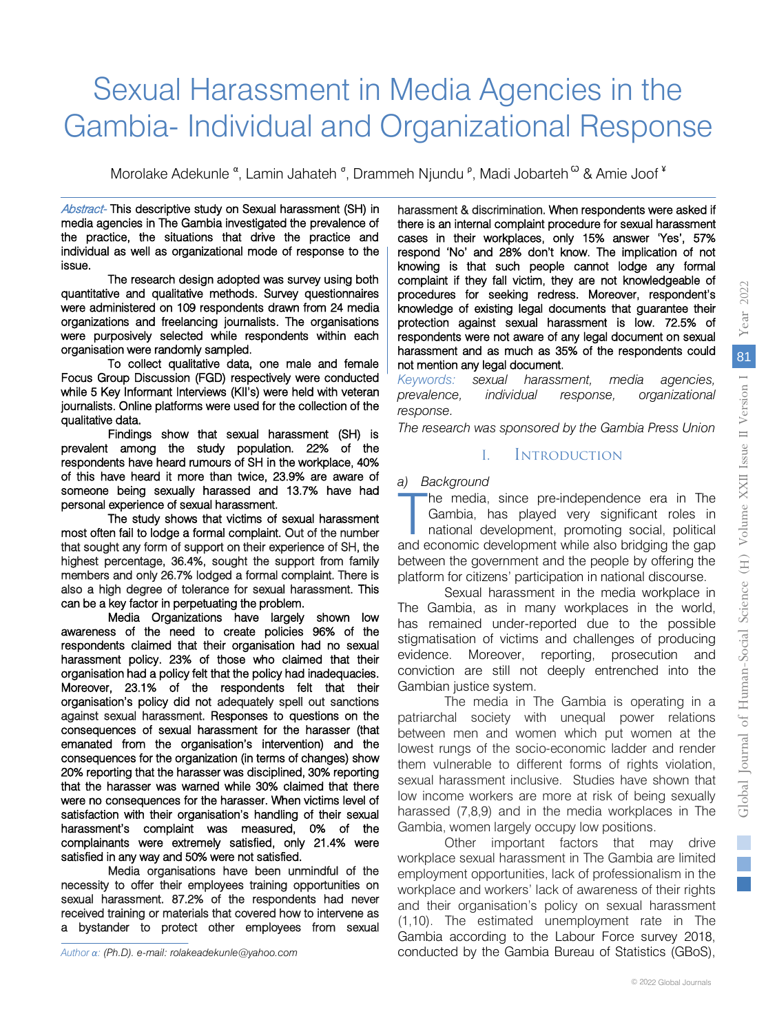# Sexual Harassment in Media Agencies in the Gambia- Individual and Organizational Response

Morolake Adekunle [α], Lamin Jahateh [σ], Drammeh Njundu [ρ], Madi Jobarteh [Ѡ] & Amie Joof [¥]

*Abstract-* This descriptive study on Sexual harassment (SH) in media agencies in The Gambia investigated the prevalence of the practice, the situations that drive the practice and individual as well as organizational mode of response to the issue.

The research design adopted was survey using both quantitative and qualitative methods. Survey questionnaires were administered on 109 respondents drawn from 24 media organizations and freelancing journalists. The organisations were purposively selected while respondents within each organisation were randomly sampled.

To collect qualitative data, one male and female Focus Group Discussion (FGD) respectively were conducted while 5 Key Informant Interviews (KII's) were held with veteran journalists. Online platforms were used for the collection of the qualitative data.

Findings show that sexual harassment (SH) is prevalent among the study population. 22% of the respondents have heard rumours of SH in the workplace, 40% of this have heard it more than twice, 23.9% are aware of someone being sexually harassed and 13.7% have had personal experience of sexual harassment.

The study shows that victims of sexual harassment most often fail to lodge a formal complaint. Out of the number that sought any form of support on their experience of SH, the highest percentage, 36.4%, sought the support from family members and only 26.7% lodged a formal complaint. There is also a high degree of tolerance for sexual harassment. This can be a key factor in perpetuating the problem.

Media Organizations have largely shown low awareness of the need to create policies 96% of the respondents claimed that their organisation had no sexual harassment policy. 23% of those who claimed that their organisation had a policy felt that the policy had inadequacies. Moreover, 23.1% of the respondents felt that their organisation's policy did not adequately spell out sanctions against sexual harassment. Responses to questions on the consequences of sexual harassment for the harasser (that emanated from the organisation's intervention) and the consequences for the organization (in terms of changes) show 20% reporting that the harasser was disciplined, 30% reporting that the harasser was warned while 30% claimed that there were no consequences for the harasser. When victims level of satisfaction with their organisation's handling of their sexual harassment's complaint was measured, 0% of the complainants were extremely satisfied, only 21.4% were satisfied in any way and 50% were not satisfied.

Media organisations have been unmindful of the necessity to offer their employees training opportunities on sexual harassment. 87.2% of the respondents had never received training or materials that covered how to intervene as a bystander to protect other employees from sexual harassment & discrimination. When respondents were asked if there is an internal complaint procedure for sexual harassment cases in their workplaces, only 15% answer 'Yes', 57% respond 'No' and 28% don't know. The implication of not knowing is that such people cannot lodge any formal complaint if they fall victim, they are not knowledgeable of procedures for seeking redress. Moreover, respondent's knowledge of existing legal documents that guarantee their protection against sexual harassment is low. 72.5% of respondents were not aware of any legal document on sexual harassment and as much as 35% of the respondents could not mention any legal document.

*Keywords:* sexual harassment, media agencies, prevalence, individual response, organizational response.

*The research was sponsored by the Gambia Press Union*

*Author α: (Ph.D). e-mail: rolakeadekunle@yahoo.com*

## I. Introduction

### a) Background

The media, since pre-independence era in The Gambia, has played very significant roles in national development, promoting social, political and economic development while also bridging the gap between the government and the people by offering the platform for citizens' participation in national discourse.

Sexual harassment in the media workplace in The Gambia, as in many workplaces in the world, has remained under-reported due to the possible stigmatisation of victims and challenges of producing evidence. Moreover, reporting, prosecution and conviction are still not deeply entrenched into the Gambian justice system.

The media in The Gambia is operating in a patriarchal society with unequal power relations between men and women which put women at the lowest rungs of the socio-economic ladder and render them vulnerable to different forms of rights violation, sexual harassment inclusive. Studies have shown that low income workers are more at risk of being sexually harassed (7,8,9) and in the media workplaces in The Gambia, women largely occupy low positions.

Other important factors that may drive workplace sexual harassment in The Gambia are limited employment opportunities, lack of professionalism in the workplace and workers' lack of awareness of their rights and their organisation's policy on sexual harassment (1,10). The estimated unemployment rate in The Gambia according to the Labour Force survey 2018, conducted by the Gambia Bureau of Statistics (GBoS),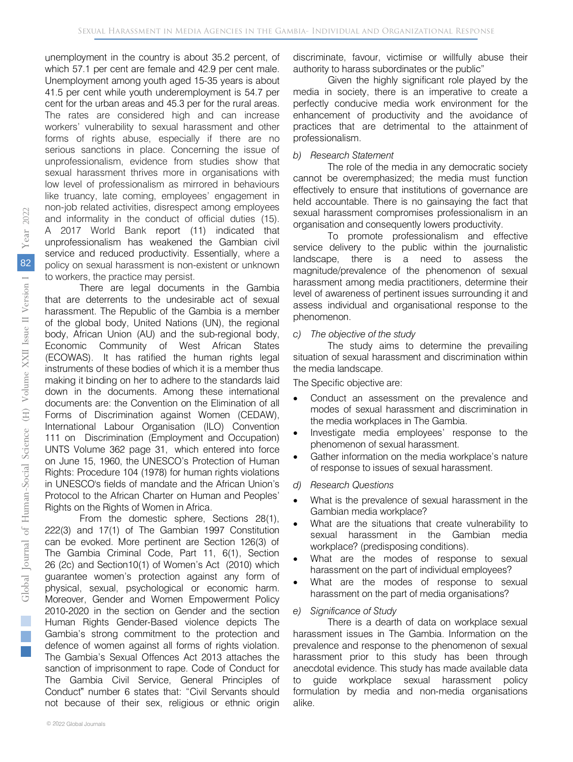unemployment in the country is about 35.2 percent, of which 57.1 per cent are female and 42.9 per cent male. Unemployment among youth aged 15-35 years is about 41.5 per cent while youth underemployment is 54.7 per cent for the urban areas and 45.3 per for the rural areas. The rates are considered high and can increase workers' vulnerability to sexual harassment and other forms of rights abuse, especially if there are no serious sanctions in place. Concerning the issue of unprofessionalism, evidence from studies show that sexual harassment thrives more in organisations with low level of professionalism as mirrored in behaviours like truancy, late coming, employees' engagement in non-job related activities, disrespect among employees and informality in the conduct of official duties (15). A 2017 World Bank report (11) indicated that unprofessionalism has weakened the Gambian civil service and reduced productivity. Essentially, where a policy on sexual harassment is non-existent or unknown to workers, the practice may persist.

There are legal documents in the Gambia that are deterrents to the undesirable act of sexual harassment. The Republic of the Gambia is a member of the global body, United Nations (UN), the regional body, African Union (AU) and the sub-regional body, Economic Community of West African States (ECOWAS). It has ratified the human rights legal instruments of these bodies of which it is a member thus making it binding on her to adhere to the standards laid down in the documents. Among these international documents are: the Convention on the Elimination of all Forms of Discrimination against Women (CEDAW), International Labour Organisation (ILO) Convention 111 on Discrimination (Employment and Occupation) UNTS Volume 362 page 31, which entered into force on June 15, 1960, the UNESCO's Protection of Human Rights: Procedure 104 (1978) for human rights violations in UNESCO's fields of mandate and the African Union's Protocol to the African Charter on Human and Peoples' Rights on the Rights of Women in Africa.

From the domestic sphere, Sections 28(1), 222(3) and 17(1) of The Gambian 1997 Constitution can be evoked. More pertinent are Section 126(3) of The Gambia Criminal Code, Part 11, 6(1), Section 26 (2c) and Section10(1) of Women's Act (2010) which guarantee women's protection against any form of physical, sexual, psychological or economic harm. Moreover, Gender and Women Empowerment Policy 2010-2020 in the section on Gender and the section Human Rights Gender-Based violence depicts The Gambia's strong commitment to the protection and defence of women against all forms of rights violation. The Gambia's Sexual Offences Act 2013 attaches the sanction of imprisonment to rape. Code of Conduct for The Gambia Civil Service, General Principles of Conduct" number 6 states that: "Civil Servants should not because of their sex, religious or ethnic origin discriminate, favour, victimise or willfully abuse their authority to harass subordinates or the public"

Given the highly significant role played by the media in society, there is an imperative to create a perfectly conducive media work environment for the enhancement of productivity and the avoidance of practices that are detrimental to the attainment of professionalism.

*b) Research Statement*

The role of the media in any democratic society cannot be overemphasized; the media must function effectively to ensure that institutions of governance are held accountable. There is no gainsaying the fact that sexual harassment compromises professionalism in an organisation and consequently lowers productivity.

To promote professionalism and effective service delivery to the public within the journalistic landscape, there is a need to assess the magnitude/prevalence of the phenomenon of sexual harassment among media practitioners, determine their level of awareness of pertinent issues surrounding it and assess individual and organisational response to the phenomenon.

*c) The objective of the study*

The study aims to determine the prevailing situation of sexual harassment and discrimination within the media landscape.

The Specific objective are:

- Conduct an assessment on the prevalence and modes of sexual harassment and discrimination in the media workplaces in The Gambia.
- Investigate media employees' response to the phenomenon of sexual harassment.
- Gather information on the media workplace's nature of response to issues of sexual harassment.

*d) Research Questions*

- What is the prevalence of sexual harassment in the Gambian media workplace?
- What are the situations that create vulnerability to sexual harassment in the Gambian media workplace? (predisposing conditions).
- What are the modes of response to sexual harassment on the part of individual employees?
- What are the modes of response to sexual harassment on the part of media organisations?

*e) Significance of Study*

There is a dearth of data on workplace sexual harassment issues in The Gambia. Information on the prevalence and response to the phenomenon of sexual harassment prior to this study has been through anecdotal evidence. This study has made available data to guide workplace sexual harassment policy formulation by media and non-media organisations alike.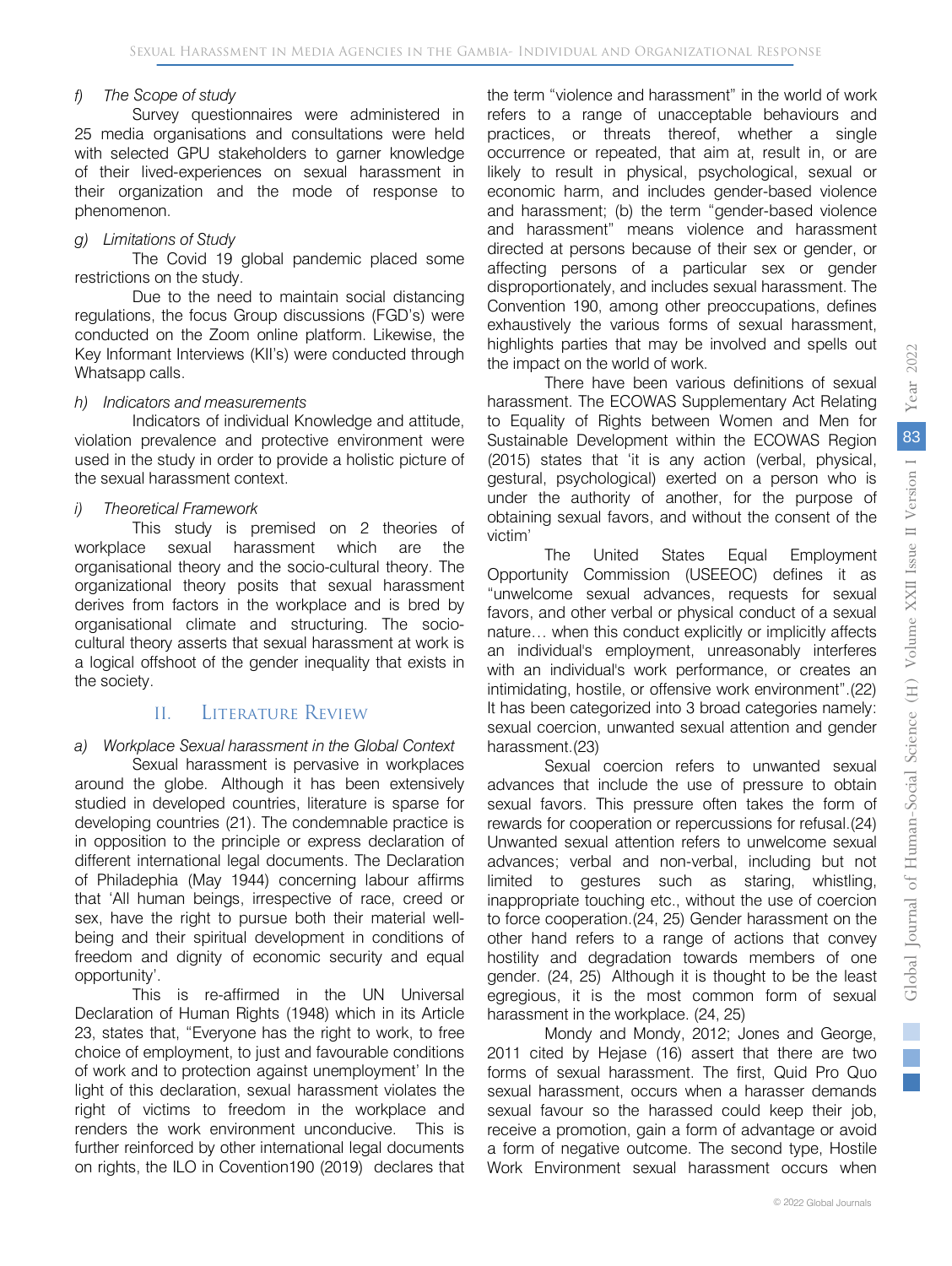*f) The Scope of study*

Survey questionnaires were administered in 25 media organisations and consultations were held with selected GPU stakeholders to garner knowledge of their lived-experiences on sexual harassment in their organization and the mode of response to phenomenon.

*g) Limitations of Study*

The Covid 19 global pandemic placed some restrictions on the study.

Due to the need to maintain social distancing regulations, the focus Group discussions (FGD's) were conducted on the Zoom online platform. Likewise, the Key Informant Interviews (KII's) were conducted through Whatsapp calls.

*h) Indicators and measurements*

Indicators of individual Knowledge and attitude, violation prevalence and protective environment were used in the study in order to provide a holistic picture of the sexual harassment context.

*i) Theoretical Framework*

This study is premised on 2 theories of workplace sexual harassment which are the organisational theory and the socio-cultural theory. The organizational theory posits that sexual harassment derives from factors in the workplace and is bred by organisational climate and structuring. The socio-cultural theory asserts that sexual harassment at work is a logical offshoot of the gender inequality that exists in the society.

## II. Literature Review

*a) Workplace Sexual harassment in the Global Context*

Sexual harassment is pervasive in workplaces around the globe. Although it has been extensively studied in developed countries, literature is sparse for developing countries (21). The condemnable practice is in opposition to the principle or express declaration of different international legal documents. The Declaration of Philadephia (May 1944) concerning labour affirms that 'All human beings, irrespective of race, creed or sex, have the right to pursue both their material well-being and their spiritual development in conditions of freedom and dignity of economic security and equal opportunity'.

This is re-affirmed in the UN Universal Declaration of Human Rights (1948) which in its Article 23, states that, "Everyone has the right to work, to free choice of employment, to just and favourable conditions of work and to protection against unemployment' In the light of this declaration, sexual harassment violates the right of victims to freedom in the workplace and renders the work environment unconducive. This is further reinforced by other international legal documents on rights, the ILO in Covention190 (2019) declares that the term "violence and harassment" in the world of work refers to a range of unacceptable behaviours and practices, or threats thereof, whether a single occurrence or repeated, that aim at, result in, or are likely to result in physical, psychological, sexual or economic harm, and includes gender-based violence and harassment; (b) the term "gender-based violence and harassment" means violence and harassment directed at persons because of their sex or gender, or affecting persons of a particular sex or gender disproportionately, and includes sexual harassment. The Convention 190, among other preoccupations, defines exhaustively the various forms of sexual harassment, highlights parties that may be involved and spells out the impact on the world of work.

There have been various definitions of sexual harassment. The ECOWAS Supplementary Act Relating to Equality of Rights between Women and Men for Sustainable Development within the ECOWAS Region (2015) states that 'it is any action (verbal, physical, gestural, psychological) exerted on a person who is under the authority of another, for the purpose of obtaining sexual favors, and without the consent of the victim'

The United States Equal Employment Opportunity Commission (USEEOC) defines it as "unwelcome sexual advances, requests for sexual favors, and other verbal or physical conduct of a sexual nature… when this conduct explicitly or implicitly affects an individual's employment, unreasonably interferes with an individual's work performance, or creates an intimidating, hostile, or offensive work environment".(22) It has been categorized into 3 broad categories namely: sexual coercion, unwanted sexual attention and gender harassment.(23)

Sexual coercion refers to unwanted sexual advances that include the use of pressure to obtain sexual favors. This pressure often takes the form of rewards for cooperation or repercussions for refusal.(24) Unwanted sexual attention refers to unwelcome sexual advances; verbal and non-verbal, including but not limited to gestures such as staring, whistling, inappropriate touching etc., without the use of coercion to force cooperation.(24, 25) Gender harassment on the other hand refers to a range of actions that convey hostility and degradation towards members of one gender. (24, 25) Although it is thought to be the least egregious, it is the most common form of sexual harassment in the workplace. (24, 25)

Mondy and Mondy, 2012; Jones and George, 2011 cited by Hejase (16) assert that there are two forms of sexual harassment. The first, Quid Pro Quo sexual harassment, occurs when a harasser demands sexual favour so the harassed could keep their job, receive a promotion, gain a form of advantage or avoid a form of negative outcome. The second type, Hostile Work Environment sexual harassment occurs when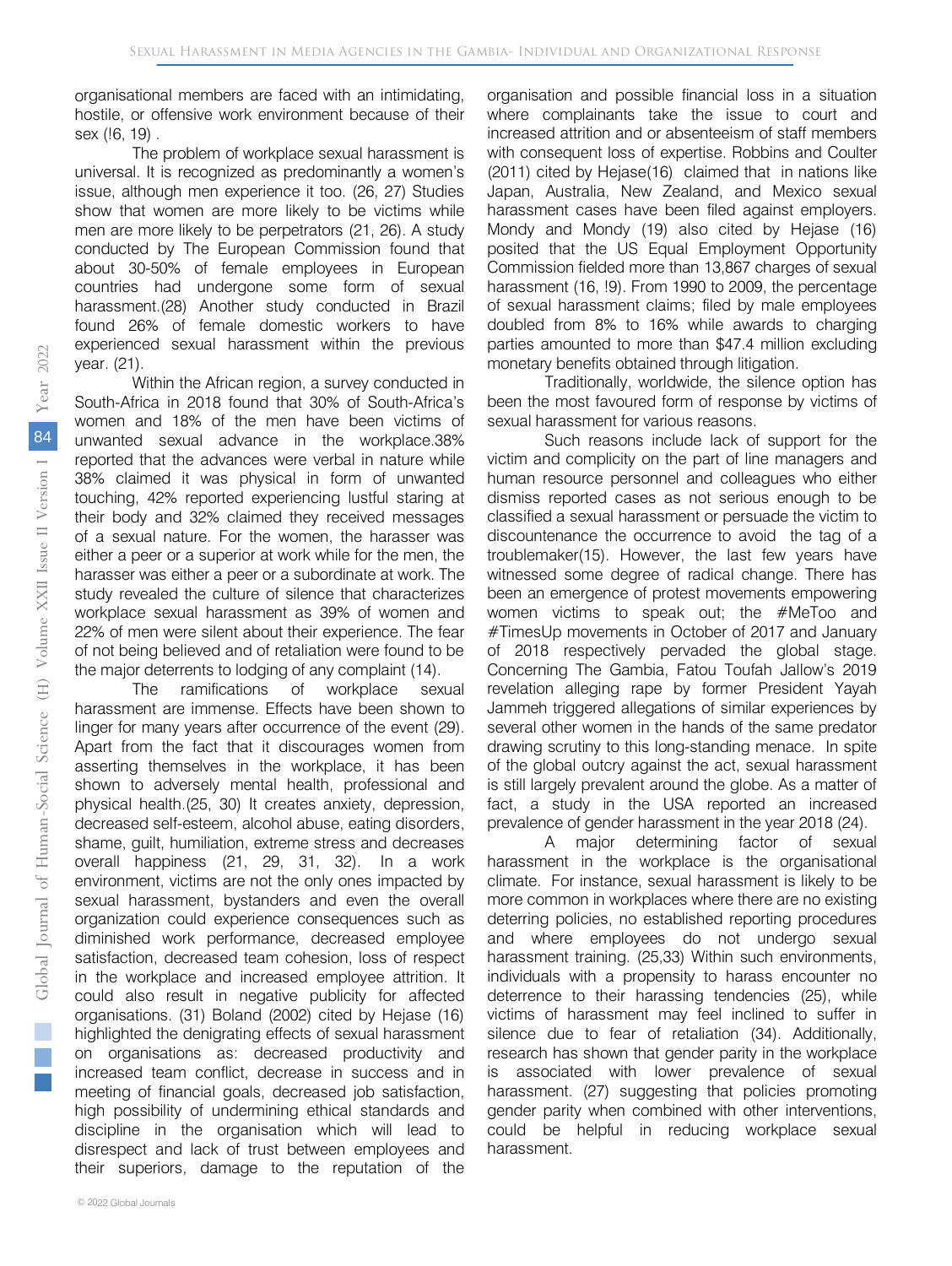organisational members are faced with an intimidating, hostile, or offensive work environment because of their sex (!6, 19) .

The problem of workplace sexual harassment is universal. It is recognized as predominantly a women's issue, although men experience it too. (26, 27) Studies show that women are more likely to be victims while men are more likely to be perpetrators (21, 26). A study conducted by The European Commission found that about 30-50% of female employees in European countries had undergone some form of sexual harassment.(28) Another study conducted in Brazil found 26% of female domestic workers to have experienced sexual harassment within the previous year. (21).

Within the African region, a survey conducted in South-Africa in 2018 found that 30% of South-Africa's women and 18% of the men have been victims of unwanted sexual advance in the workplace.38% reported that the advances were verbal in nature while 38% claimed it was physical in form of unwanted touching, 42% reported experiencing lustful staring at their body and 32% claimed they received messages of a sexual nature. For the women, the harasser was either a peer or a superior at work while for the men, the harasser was either a peer or a subordinate at work. The study revealed the culture of silence that characterizes workplace sexual harassment as 39% of women and 22% of men were silent about their experience. The fear of not being believed and of retaliation were found to be the major deterrents to lodging of any complaint (14).

The ramifications of workplace sexual harassment are immense. Effects have been shown to linger for many years after occurrence of the event (29). Apart from the fact that it discourages women from asserting themselves in the workplace, it has been shown to adversely mental health, professional and physical health.(25, 30) It creates anxiety, depression, decreased self-esteem, alcohol abuse, eating disorders, shame, guilt, humiliation, extreme stress and decreases overall happiness (21, 29, 31, 32). In a work environment, victims are not the only ones impacted by sexual harassment, bystanders and even the overall organization could experience consequences such as diminished work performance, decreased employee satisfaction, decreased team cohesion, loss of respect in the workplace and increased employee attrition. It could also result in negative publicity for affected organisations. (31) Boland (2002) cited by Hejase (16) highlighted the denigrating effects of sexual harassment on organisations as: decreased productivity and increased team conflict, decrease in success and in meeting of financial goals, decreased job satisfaction, high possibility of undermining ethical standards and discipline in the organisation which will lead to disrespect and lack of trust between employees and their superiors, damage to the reputation of the organisation and possible financial loss in a situation where complainants take the issue to court and increased attrition and or absenteeism of staff members with consequent loss of expertise. Robbins and Coulter (2011) cited by Hejase(16) claimed that in nations like Japan, Australia, New Zealand, and Mexico sexual harassment cases have been filed against employers. Mondy and Mondy (19) also cited by Hejase (16) posited that the US Equal Employment Opportunity Commission fielded more than 13,867 charges of sexual harassment (16, !9). From 1990 to 2009, the percentage of sexual harassment claims; filed by male employees doubled from 8% to 16% while awards to charging parties amounted to more than $47.4 million excluding monetary benefits obtained through litigation.

Traditionally, worldwide, the silence option has been the most favoured form of response by victims of sexual harassment for various reasons.

Such reasons include lack of support for the victim and complicity on the part of line managers and human resource personnel and colleagues who either dismiss reported cases as not serious enough to be classified a sexual harassment or persuade the victim to discountenance the occurrence to avoid the tag of a troublemaker(15). However, the last few years have witnessed some degree of radical change. There has been an emergence of protest movements empowering women victims to speak out; the #MeToo and #TimesUp movements in October of 2017 and January of 2018 respectively pervaded the global stage. Concerning The Gambia, Fatou Toufah Jallow's 2019 revelation alleging rape by former President Yayah Jammeh triggered allegations of similar experiences by several other women in the hands of the same predator drawing scrutiny to this long-standing menace. In spite of the global outcry against the act, sexual harassment is still largely prevalent around the globe. As a matter of fact, a study in the USA reported an increased prevalence of gender harassment in the year 2018 (24).

A major determining factor of sexual harassment in the workplace is the organisational climate. For instance, sexual harassment is likely to be more common in workplaces where there are no existing deterring policies, no established reporting procedures and where employees do not undergo sexual harassment training. (25,33) Within such environments, individuals with a propensity to harass encounter no deterrence to their harassing tendencies (25), while victims of harassment may feel inclined to suffer in silence due to fear of retaliation (34). Additionally, research has shown that gender parity in the workplace is associated with lower prevalence of sexual harassment. (27) suggesting that policies promoting gender parity when combined with other interventions, could be helpful in reducing workplace sexual harassment.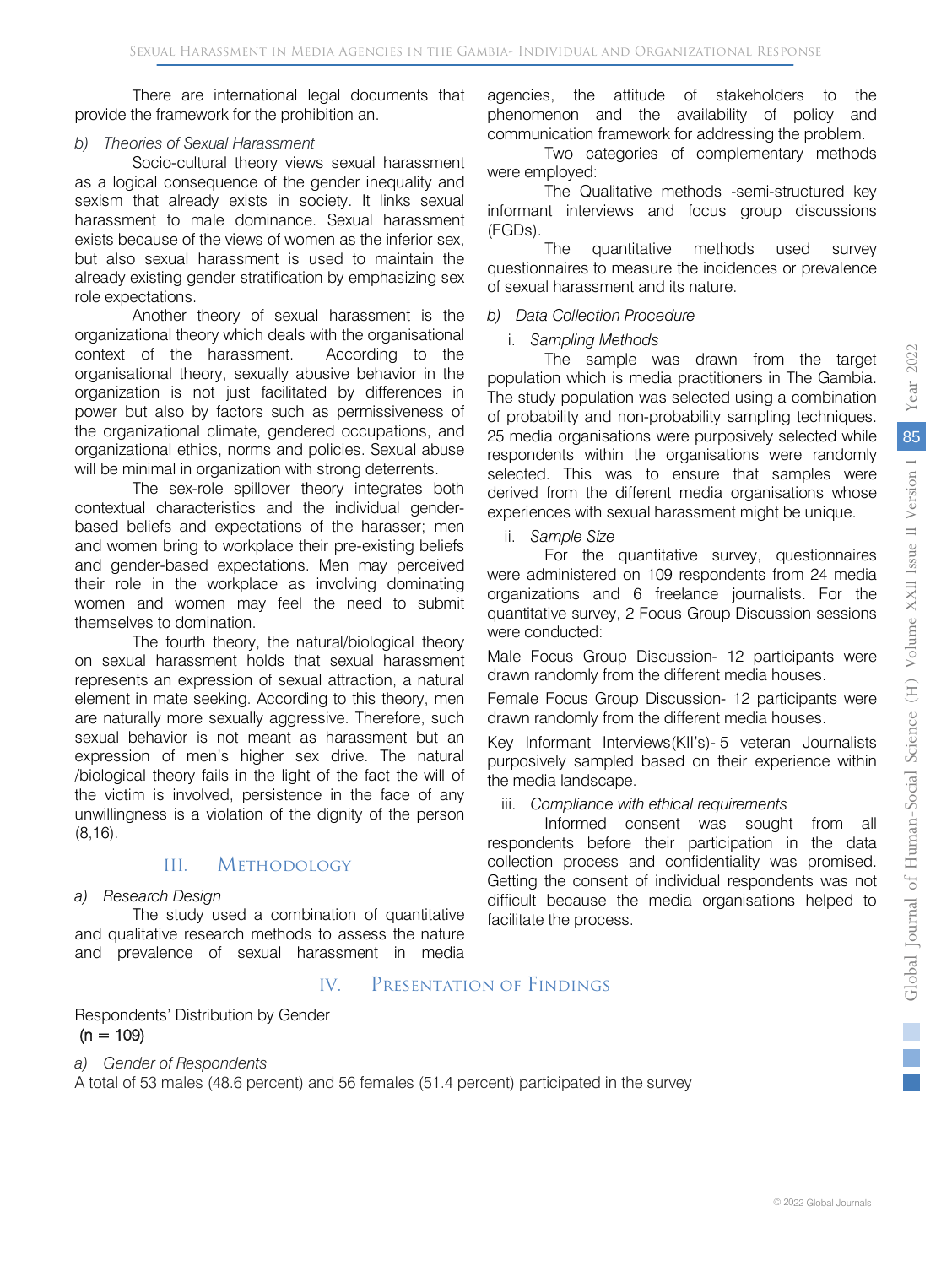There are international legal documents that provide the framework for the prohibition an.

*b) Theories of Sexual Harassment*

Socio-cultural theory views sexual harassment as a logical consequence of the gender inequality and sexism that already exists in society. It links sexual harassment to male dominance. Sexual harassment exists because of the views of women as the inferior sex, but also sexual harassment is used to maintain the already existing gender stratification by emphasizing sex role expectations.

Another theory of sexual harassment is the organizational theory which deals with the organisational context of the harassment. According to the organisational theory, sexually abusive behavior in the organization is not just facilitated by differences in power but also by factors such as permissiveness of the organizational climate, gendered occupations, and organizational ethics, norms and policies. Sexual abuse will be minimal in organization with strong deterrents.

The sex-role spillover theory integrates both contextual characteristics and the individual gender-based beliefs and expectations of the harasser; men and women bring to workplace their pre-existing beliefs and gender-based expectations. Men may perceived their role in the workplace as involving dominating women and women may feel the need to submit themselves to domination.

The fourth theory, the natural/biological theory on sexual harassment holds that sexual harassment represents an expression of sexual attraction, a natural element in mate seeking. According to this theory, men are naturally more sexually aggressive. Therefore, such sexual behavior is not meant as harassment but an expression of men's higher sex drive. The natural /biological theory fails in the light of the fact the will of the victim is involved, persistence in the face of any unwillingness is a violation of the dignity of the person (8,16).

## III. Methodology

*a) Research Design*

The study used a combination of quantitative and qualitative research methods to assess the nature and prevalence of sexual harassment in media agencies, the attitude of stakeholders to the phenomenon and the availability of policy and communication framework for addressing the problem.

Two categories of complementary methods were employed:

The Qualitative methods -semi-structured key informant interviews and focus group discussions (FGDs).

The quantitative methods used survey questionnaires to measure the incidences or prevalence of sexual harassment and its nature.

*b) Data Collection Procedure*

i. *Sampling Methods*

The sample was drawn from the target population which is media practitioners in The Gambia. The study population was selected using a combination of probability and non-probability sampling techniques. 25 media organisations were purposively selected while respondents within the organisations were randomly selected. This was to ensure that samples were derived from the different media organisations whose experiences with sexual harassment might be unique.

ii. *Sample Size*

For the quantitative survey, questionnaires were administered on 109 respondents from 24 media organizations and 6 freelance journalists. For the quantitative survey, 2 Focus Group Discussion sessions were conducted:

Male Focus Group Discussion- 12 participants were drawn randomly from the different media houses.

Female Focus Group Discussion- 12 participants were drawn randomly from the different media houses.

Key Informant Interviews(KII's)- 5 veteran Journalists purposively sampled based on their experience within the media landscape.

iii. *Compliance with ethical requirements*

Informed consent was sought from all respondents before their participation in the data collection process and confidentiality was promised. Getting the consent of individual respondents was not difficult because the media organisations helped to facilitate the process.

## IV. Presentation of Findings

Respondents' Distribution by Gender
(n = 109)

*a) Gender of Respondents*

A total of 53 males (48.6 percent) and 56 females (51.4 percent) participated in the survey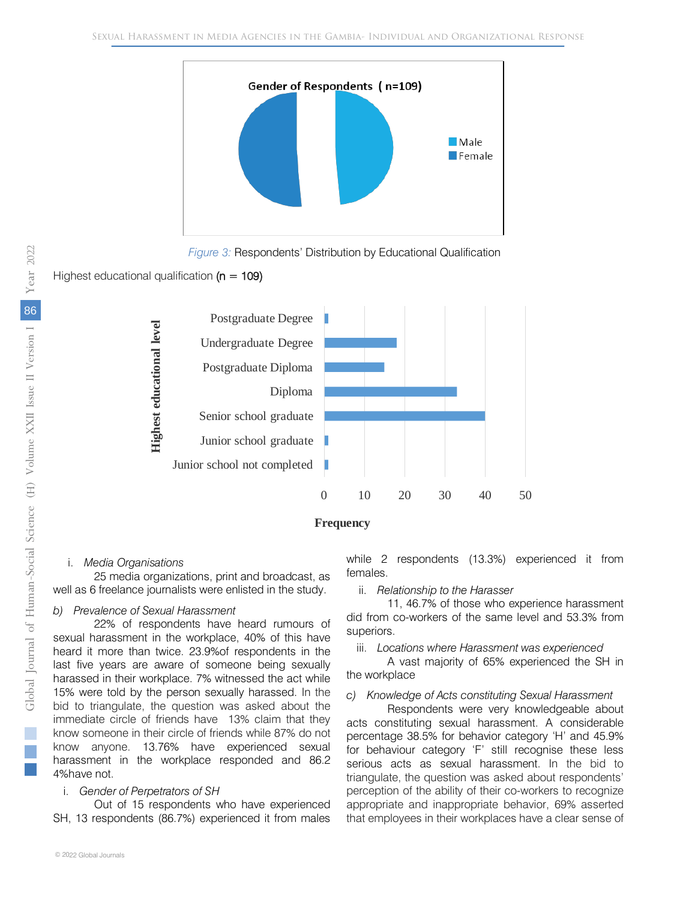Gender of Respondents (n=109)

Male
Female

*Figure 3:* Respondents' Distribution by Educational Qualification

Highest educational qualification (n = 109)

| Highest educational level | Frequency |
|---|---|
| Postgraduate Degree | 1 |
| Undergraduate Degree | 18 |
| Postgraduate Diploma | 15 |
| Diploma | 33 |
| Senior school graduate | 40 |
| Junior school graduate | 1 |
| Junior school not completed | 1 |

i. *Media Organisations*

25 media organizations, print and broadcast, as well as 6 freelance journalists were enlisted in the study.

*b) Prevalence of Sexual Harassment*

22% of respondents have heard rumours of sexual harassment in the workplace, 40% of this have heard it more than twice. 23.9%of respondents in the last five years are aware of someone being sexually harassed in their workplace. 7% witnessed the act while 15% were told by the person sexually harassed. In the bid to triangulate, the question was asked about the immediate circle of friends have 13% claim that they know someone in their circle of friends while 87% do not know anyone. 13.76% have experienced sexual harassment in the workplace responded and 86.2 4%have not.

i. *Gender of Perpetrators of SH*

Out of 15 respondents who have experienced SH, 13 respondents (86.7%) experienced it from males while 2 respondents (13.3%) experienced it from females.

ii. *Relationship to the Harasser*

11, 46.7% of those who experience harassment did from co-workers of the same level and 53.3% from superiors.

iii. *Locations where Harassment was experienced*

A vast majority of 65% experienced the SH in the workplace

*c) Knowledge of Acts constituting Sexual Harassment*

Respondents were very knowledgeable about acts constituting sexual harassment. A considerable percentage 38.5% for behavior category 'H' and 45.9% for behaviour category 'F' still recognise these less serious acts as sexual harassment. In the bid to triangulate, the question was asked about respondents' perception of the ability of their co-workers to recognize appropriate and inappropriate behavior, 69% asserted that employees in their workplaces have a clear sense of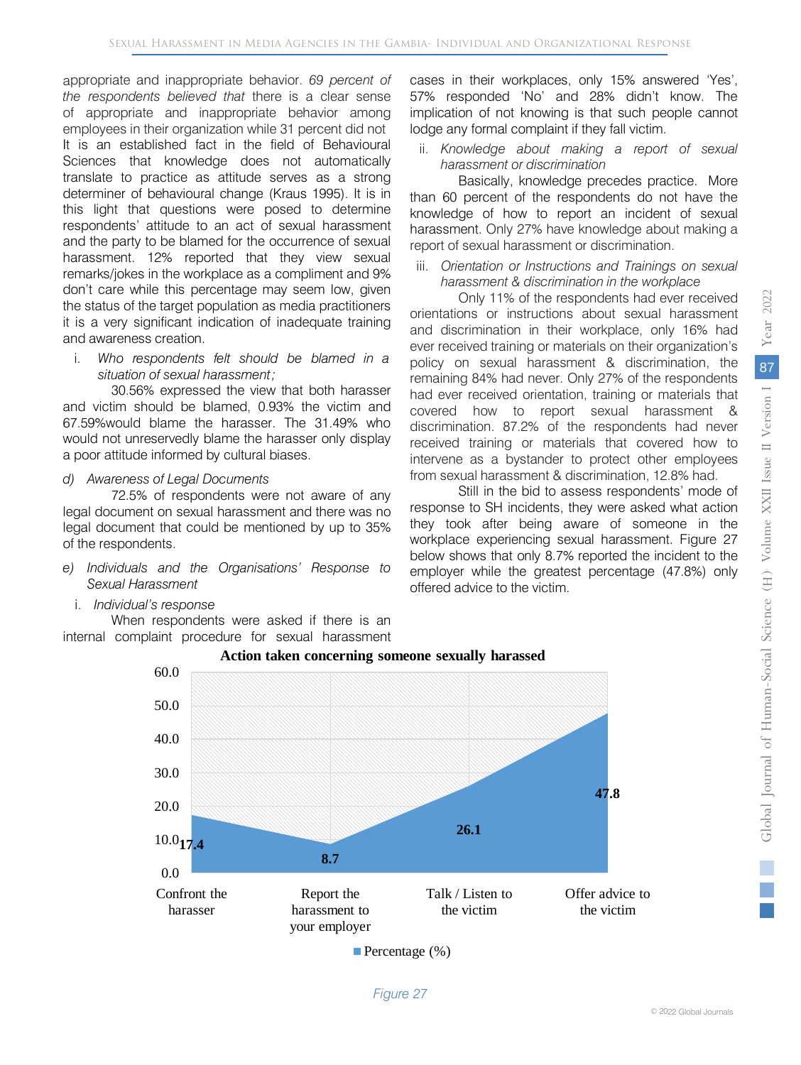appropriate and inappropriate behavior. *69 percent of the respondents believed that* there is a clear sense of appropriate and inappropriate behavior among employees in their organization while 31 percent did not. It is an established fact in the field of Behavioural Sciences that knowledge does not automatically translate to practice as attitude serves as a strong determiner of behavioural change (Kraus 1995). It is in this light that questions were posed to determine respondents' attitude to an act of sexual harassment and the party to be blamed for the occurrence of sexual harassment. 12% reported that they view sexual remarks/jokes in the workplace as a compliment and 9% don't care while this percentage may seem low, given the status of the target population as media practitioners it is a very significant indication of inadequate training and awareness creation.

i. *Who respondents felt should be blamed in a situation of sexual harassment;*

30.56% expressed the view that both harasser and victim should be blamed, 0.93% the victim and 67.59%would blame the harasser. The 31.49% who would not unreservedly blame the harasser only display a poor attitude informed by cultural biases.

*d) Awareness of Legal Documents*

72.5% of respondents were not aware of any legal document on sexual harassment and there was no legal document that could be mentioned by up to 35% of the respondents.

*e) Individuals and the Organisations' Response to Sexual Harassment*

i. *Individual's response*

When respondents were asked if there is an internal complaint procedure for sexual harassment cases in their workplaces, only 15% answered 'Yes', 57% responded 'No' and 28% didn't know. The implication of not knowing is that such people cannot lodge any formal complaint if they fall victim.

ii. *Knowledge about making a report of sexual harassment or discrimination*

Basically, knowledge precedes practice. More than 60 percent of the respondents do not have the knowledge of how to report an incident of sexual harassment. Only 27% have knowledge about making a report of sexual harassment or discrimination.

iii. *Orientation or Instructions and Trainings on sexual harassment & discrimination in the workplace*

Only 11% of the respondents had ever received orientations or instructions about sexual harassment and discrimination in their workplace, only 16% had ever received training or materials on their organization's policy on sexual harassment & discrimination, the remaining 84% had never. Only 27% of the respondents had ever received orientation, training or materials that covered how to report sexual harassment & discrimination. 87.2% of the respondents had never received training or materials that covered how to intervene as a bystander to protect other employees from sexual harassment & discrimination, 12.8% had.

Still in the bid to assess respondents' mode of response to SH incidents, they were asked what action they took after being aware of someone in the workplace experiencing sexual harassment. Figure 27 below shows that only 8.7% reported the incident to the employer while the greatest percentage (47.8%) only offered advice to the victim.

**Action taken concerning someone sexually harassed**

| Action | Percentage (%) |
|---|---|
| Confront the harasser | 17.4 |
| Report the harassment to your employer | 8.7 |
| Talk / Listen to the victim | 26.1 |
| Offer advice to the victim | 47.8 |

*Figure 27*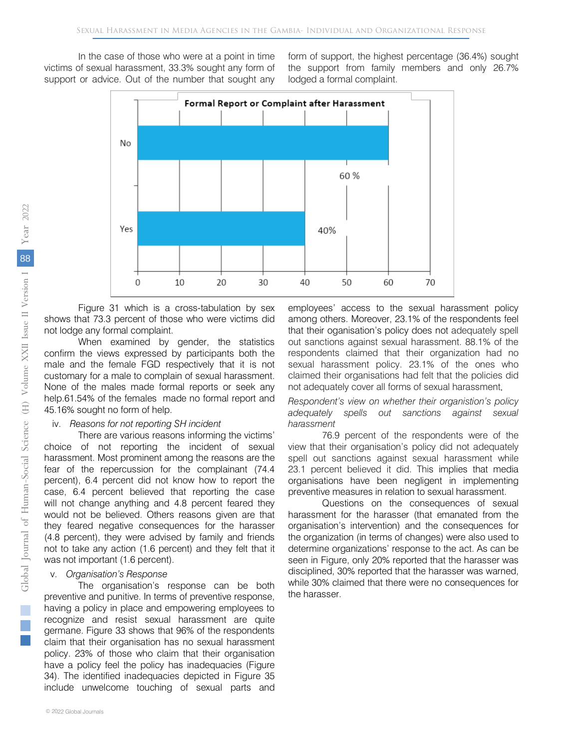In the case of those who were at a point in time victims of sexual harassment, 33.3% sought any form of support or advice. Out of the number that sought any form of support, the highest percentage (36.4%) sought the support from family members and only 26.7% lodged a formal complaint.

**Formal Report or Complaint after Harassment**

| Response | Percentage |
|---|---|
| No | 60 % |
| Yes | 40% |

Figure 31 which is a cross-tabulation by sex shows that 73.3 percent of those who were victims did not lodge any formal complaint.

When examined by gender, the statistics confirm the views expressed by participants both the male and the female FGD respectively that it is not customary for a male to complain of sexual harassment. None of the males made formal reports or seek any help.61.54% of the females made no formal report and 45.16% sought no form of help.

iv. *Reasons for not reporting SH incident*

There are various reasons informing the victims' choice of not reporting the incident of sexual harassment. Most prominent among the reasons are the fear of the repercussion for the complainant (74.4 percent), 6.4 percent did not know how to report the case, 6.4 percent believed that reporting the case will not change anything and 4.8 percent feared they would not be believed. Others reasons given are that they feared negative consequences for the harasser (4.8 percent), they were advised by family and friends not to take any action (1.6 percent) and they felt that it was not important (1.6 percent).

v. *Organisation's Response*

The organisation's response can be both preventive and punitive. In terms of preventive response, having a policy in place and empowering employees to recognize and resist sexual harassment are quite germane. Figure 33 shows that 96% of the respondents claim that their organisation has no sexual harassment policy. 23% of those who claim that their organisation have a policy feel the policy has inadequacies (Figure 34). The identified inadequacies depicted in Figure 35 include unwelcome touching of sexual parts and employees' access to the sexual harassment policy among others. Moreover, 23.1% of the respondents feel that their oganisation's policy does not adequately spell out sanctions against sexual harassment. 88.1% of the respondents claimed that their organization had no sexual harassment policy. 23.1% of the ones who claimed their organisations had felt that the policies did not adequately cover all forms of sexual harassment.

*Respondent's view on whether their organistion's policy adequately spells out sanctions against sexual harassment*

76.9 percent of the respondents were of the view that their organisation's policy did not adequately spell out sanctions against sexual harassment while 23.1 percent believed it did. This implies that media organisations have been negligent in implementing preventive measures in relation to sexual harassment.

Questions on the consequences of sexual harassment for the harasser (that emanated from the organisation's intervention) and the consequences for the organization (in terms of changes) were also used to determine organizations' response to the act. As can be seen in Figure, only 20% reported that the harasser was disciplined, 30% reported that the harasser was warned, while 30% claimed that there were no consequences for the harasser.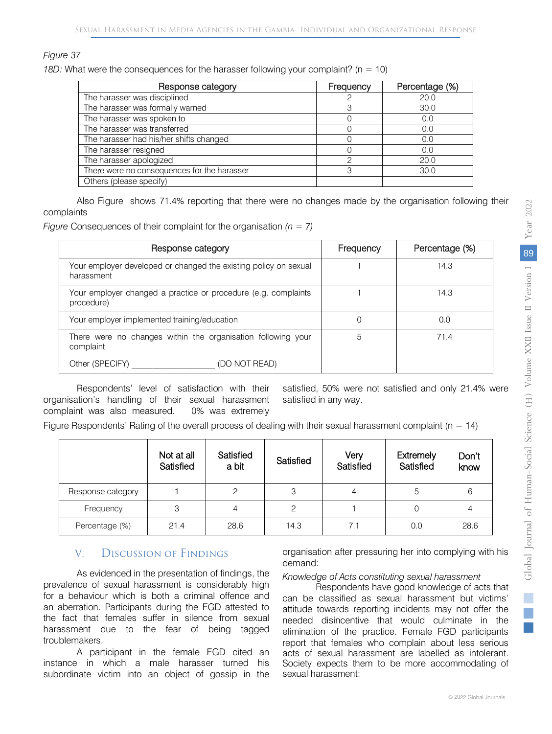*Figure 37*

*18D:* What were the consequences for the harasser following your complaint? (n = 10)

| Response category | Frequency | Percentage (%) |
|---|---|---|
| The harasser was disciplined | 2 | 20.0 |
| The harasser was formally warned | 3 | 30.0 |
| The harasser was spoken to | 0 | 0.0 |
| The harasser was transferred | 0 | 0.0 |
| The harasser had his/her shifts changed | 0 | 0.0 |
| The harasser resigned | 0 | 0.0 |
| The harasser apologized | 2 | 20.0 |
| There were no consequences for the harasser | 3 | 30.0 |
| Others (please specify) | | |

Also Figure shows 71.4% reporting that there were no changes made by the organisation following their complaints

*Figure* Consequences of their complaint for the organisation *(n = 7)*

| Response category | Frequency | Percentage (%) |
|---|---|---|
| Your employer developed or changed the existing policy on sexual harassment | 1 | 14.3 |
| Your employer changed a practice or procedure (e.g. complaints procedure) | 1 | 14.3 |
| Your employer implemented training/education | 0 | 0.0 |
| There were no changes within the organisation following your complaint | 5 | 71.4 |
| Other (SPECIFY) __________________ (DO NOT READ) | | |

Respondents' level of satisfaction with their organisation's handling of their sexual harassment complaint was also measured. 0% was extremely satisfied, 50% were not satisfied and only 21.4% were satisfied in any way.

Figure Respondents' Rating of the overall process of dealing with their sexual harassment complaint (n = 14)

| | Not at all Satisfied | Satisfied a bit | Satisfied | Very Satisfied | Extremely Satisfied | Don't know |
|---|---|---|---|---|---|---|
| Response category | 1 | 2 | 3 | 4 | 5 | 6 |
| Frequency | 3 | 4 | 2 | 1 | 0 | 4 |
| Percentage (%) | 21.4 | 28.6 | 14.3 | 7.1 | 0.0 | 28.6 |

## V. Discussion of Findings

As evidenced in the presentation of findings, the prevalence of sexual harassment is considerably high for a behaviour which is both a criminal offence and an aberration. Participants during the FGD attested to the fact that females suffer in silence from sexual harassment due to the fear of being tagged troublemakers.

A participant in the female FGD cited an instance in which a male harasser turned his subordinate victim into an object of gossip in the organisation after pressuring her into complying with his demand:

*Knowledge of Acts constituting sexual harassment*

Respondents have good knowledge of acts that can be classified as sexual harassment but victims' attitude towards reporting incidents may not offer the needed disincentive that would culminate in the elimination of the practice. Female FGD participants report that females who complain about less serious acts of sexual harassment are labelled as intolerant. Society expects them to be more accommodating of sexual harassment: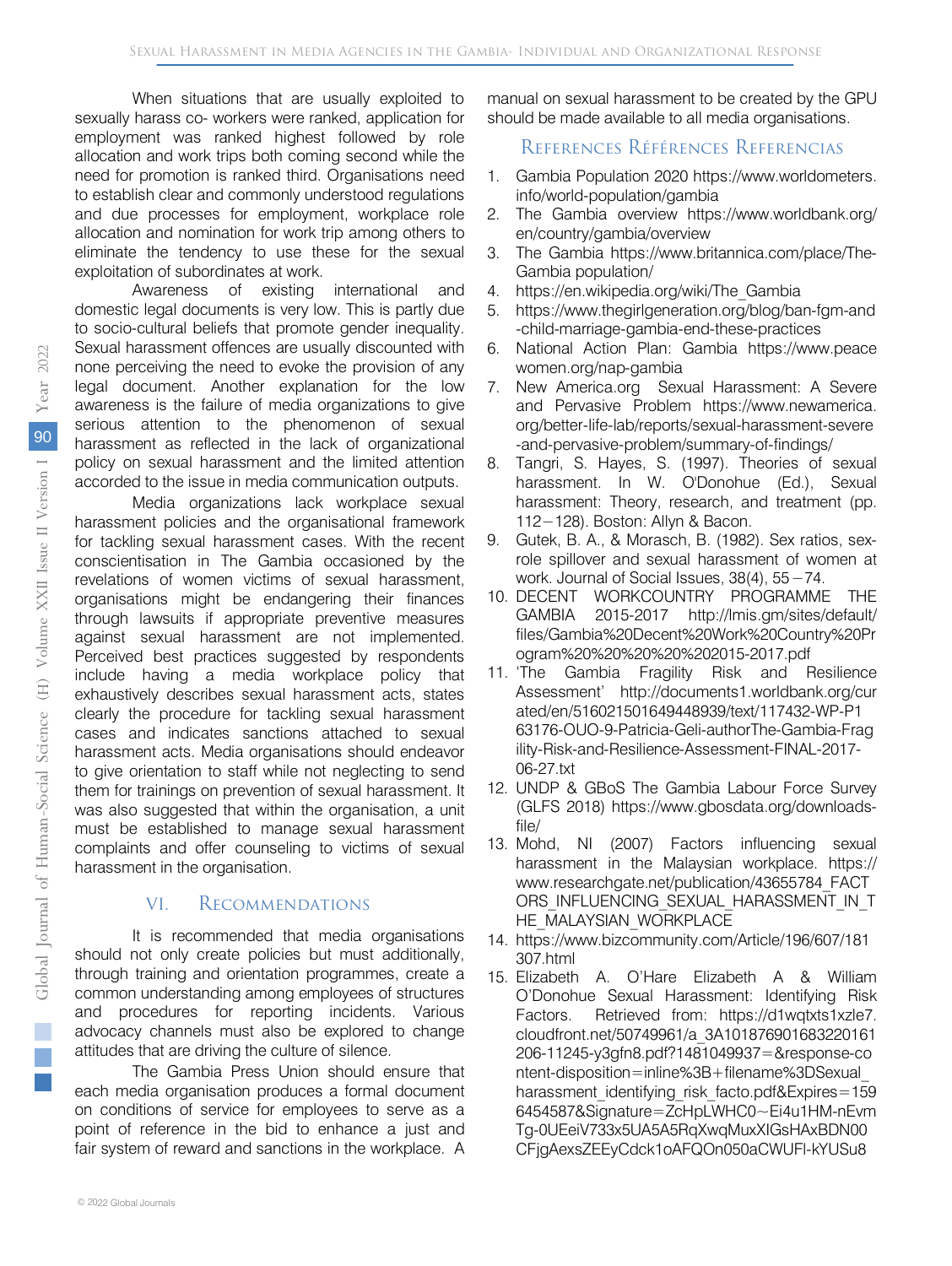When situations that are usually exploited to sexually harass co- workers were ranked, application for employment was ranked highest followed by role allocation and work trips both coming second while the need for promotion is ranked third. Organisations need to establish clear and commonly understood regulations and due processes for employment, workplace role allocation and nomination for work trip among others to eliminate the tendency to use these for the sexual exploitation of subordinates at work.

Awareness of existing international and domestic legal documents is very low. This is partly due to socio-cultural beliefs that promote gender inequality. Sexual harassment offences are usually discounted with none perceiving the need to evoke the provision of any legal document. Another explanation for the low awareness is the failure of media organizations to give serious attention to the phenomenon of sexual harassment as reflected in the lack of organizational policy on sexual harassment and the limited attention accorded to the issue in media communication outputs.

Media organizations lack workplace sexual harassment policies and the organisational framework for tackling sexual harassment cases. With the recent conscientisation in The Gambia occasioned by the revelations of women victims of sexual harassment, organisations might be endangering their finances through lawsuits if appropriate preventive measures against sexual harassment are not implemented. Perceived best practices suggested by respondents include having a media workplace policy that exhaustively describes sexual harassment acts, states clearly the procedure for tackling sexual harassment cases and indicates sanctions attached to sexual harassment acts. Media organisations should endeavor to give orientation to staff while not neglecting to send them for trainings on prevention of sexual harassment. It was also suggested that within the organisation, a unit must be established to manage sexual harassment complaints and offer counseling to victims of sexual harassment in the organisation.

## VI. Recommendations

It is recommended that media organisations should not only create policies but must additionally, through training and orientation programmes, create a common understanding among employees of structures and procedures for reporting incidents. Various advocacy channels must also be explored to change attitudes that are driving the culture of silence.

The Gambia Press Union should ensure that each media organisation produces a formal document on conditions of service for employees to serve as a point of reference in the bid to enhance a just and fair system of reward and sanctions in the workplace. A manual on sexual harassment to be created by the GPU should be made available to all media organisations.

## References Références Referencias

1. Gambia Population 2020 https://www.worldometers.info/world-population/gambia
2. The Gambia overview https://www.worldbank.org/en/country/gambia/overview
3. The Gambia https://www.britannica.com/place/The-Gambia population/
4. https://en.wikipedia.org/wiki/The_Gambia
5. https://www.thegirlgeneration.org/blog/ban-fgm-and-child-marriage-gambia-end-these-practices
6. National Action Plan: Gambia https://www.peacewomen.org/nap-gambia
7. New America.org Sexual Harassment: A Severe and Pervasive Problem https://www.newamerica.org/better-life-lab/reports/sexual-harassment-severe-and-pervasive-problem/summary-of-findings/
8. Tangri, S. Hayes, S. (1997). Theories of sexual harassment. In W. O'Donohue (Ed.), Sexual harassment: Theory, research, and treatment (pp. 112−128). Boston: Allyn & Bacon.
9. Gutek, B. A., & Morasch, B. (1982). Sex ratios, sex-role spillover and sexual harassment of women at work. Journal of Social Issues, 38(4), 55−74.
10. DECENT WORKCOUNTRY PROGRAMME THE GAMBIA 2015-2017 http://lmis.gm/sites/default/files/Gambia%20Decent%20Work%20Country%20Program%20%20%20%20%202015-2017.pdf
11. 'The Gambia Fragility Risk and Resilience Assessment' http://documents1.worldbank.org/curated/en/516021501649448939/text/117432-WP-P163176-OUO-9-Patricia-Geli-authorThe-Gambia-Fragility-Risk-and-Resilience-Assessment-FINAL-2017-06-27.txt
12. UNDP & GBoS The Gambia Labour Force Survey (GLFS 2018) https://www.gbosdata.org/downloads-file/
13. Mohd, NI (2007) Factors influencing sexual harassment in the Malaysian workplace. https://www.researchgate.net/publication/43655784_FACTORS_INFLUENCING_SEXUAL_HARASSMENT_IN_THE_MALAYSIAN_WORKPLACE
14. https://www.bizcommunity.com/Article/196/607/181307.html
15. Elizabeth A. O'Hare Elizabeth A & William O'Donohue Sexual Harassment: Identifying Risk Factors. Retrieved from: https://d1wqtxts1xzle7.cloudfront.net/50749961/a_3A101876901683220161206-11245-y3gfn8.pdf?1481049937=&response-content-disposition=inline%3B+filename%3DSexual_harassment_identifying_risk_facto.pdf&Expires=1596454587&Signature=ZcHpLWHC0~Ei4u1HM-nEvmTg-0UEeiV733x5UA5A5RqXwqMuxXIGsHAxBDN00CFjgAexsZEEyCdck1oAFQOn050aCWUFl-kYUSu8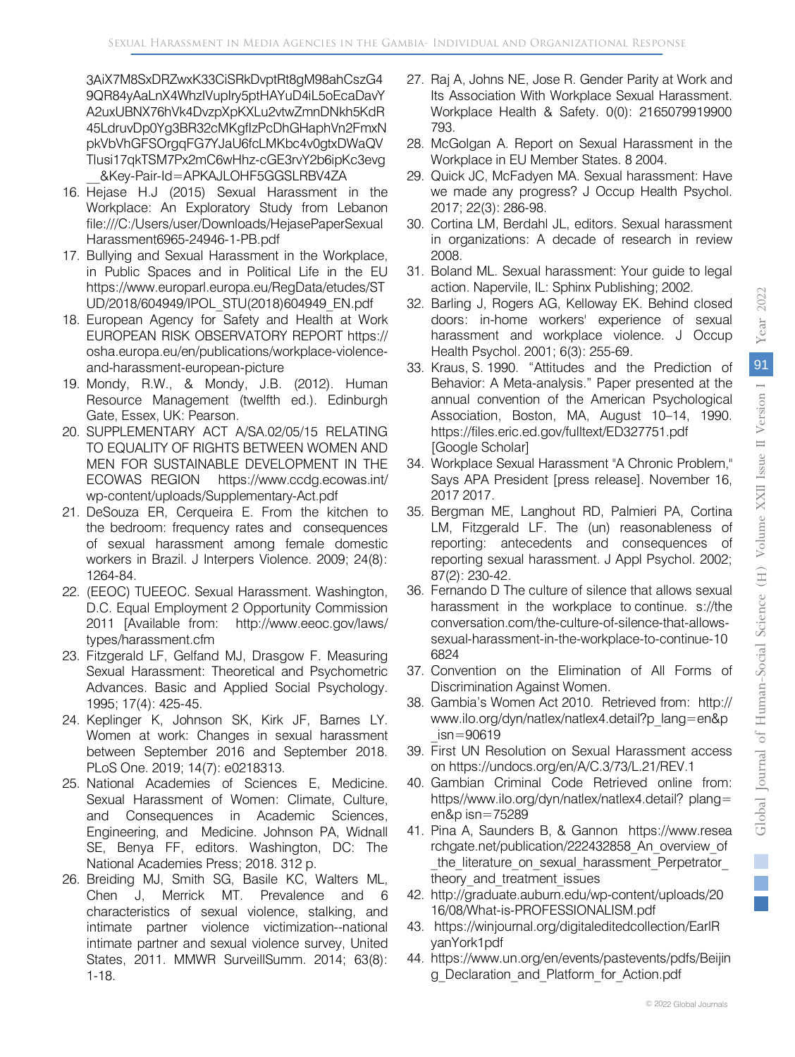3AiX7M8SxDRZwxK33CiSRkDvptRt8gM98ahCszG49QR84yAaLnX4WhzlVuplry5ptHAYuD4iL5oEcaDavYA2uxUBNX76hVk4DvzpXpKXLu2vtwZmnDNkh5KdR45LdruvDp0Yg3BR32cMKgfIzPcDhGHaphVn2FmxNpkVbVhGFSOrgqFG7YJaU6fcLMKbc4v0gtxDWaQVTlusi17qkTSM7Px2mC6wHhz-cGE3rvY2b6ipKc3evg__&Key-Pair-Id=APKAJLOHF5GGSLRBV4ZA

16. Hejase H.J (2015) Sexual Harassment in the Workplace: An Exploratory Study from Lebanon file:///C:/Users/user/Downloads/HejasePaperSexualHarassment6965-24946-1-PB.pdf
17. Bullying and Sexual Harassment in the Workplace, in Public Spaces and in Political Life in the EU https://www.europarl.europa.eu/RegData/etudes/STUD/2018/604949/IPOL_STU(2018)604949_EN.pdf
18. European Agency for Safety and Health at Work EUROPEAN RISK OBSERVATORY REPORT https://osha.europa.eu/en/publications/workplace-violence-and-harassment-european-picture
19. Mondy, R.W., & Mondy, J.B. (2012). Human Resource Management (twelfth ed.). Edinburgh Gate, Essex, UK: Pearson.
20. SUPPLEMENTARY ACT A/SA.02/05/15 RELATING TO EQUALITY OF RIGHTS BETWEEN WOMEN AND MEN FOR SUSTAINABLE DEVELOPMENT IN THE ECOWAS REGION https://www.ccdg.ecowas.int/wp-content/uploads/Supplementary-Act.pdf
21. DeSouza ER, Cerqueira E. From the kitchen to the bedroom: frequency rates and consequences of sexual harassment among female domestic workers in Brazil. J Interpers Violence. 2009; 24(8): 1264-84.
22. (EEOC) TUEEOC. Sexual Harassment. Washington, D.C. Equal Employment 2 Opportunity Commission 2011 [Available from: http://www.eeoc.gov/laws/types/harassment.cfm
23. Fitzgerald LF, Gelfand MJ, Drasgow F. Measuring Sexual Harassment: Theoretical and Psychometric Advances. Basic and Applied Social Psychology. 1995; 17(4): 425-45.
24. Keplinger K, Johnson SK, Kirk JF, Barnes LY. Women at work: Changes in sexual harassment between September 2016 and September 2018. PLoS One. 2019; 14(7): e0218313.
25. National Academies of Sciences E, Medicine. Sexual Harassment of Women: Climate, Culture, and Consequences in Academic Sciences, Engineering, and Medicine. Johnson PA, Widnall SE, Benya FF, editors. Washington, DC: The National Academies Press; 2018. 312 p.
26. Breiding MJ, Smith SG, Basile KC, Walters ML, Chen J, Merrick MT. Prevalence and 6 characteristics of sexual violence, stalking, and intimate partner violence victimization--national intimate partner and sexual violence survey, United States, 2011. MMWR SurveillSumm. 2014; 63(8): 1-18.
27. Raj A, Johns NE, Jose R. Gender Parity at Work and Its Association With Workplace Sexual Harassment. Workplace Health & Safety. 0(0): 2165079919900793.
28. McGolgan A. Report on Sexual Harassment in the Workplace in EU Member States. 8 2004.
29. Quick JC, McFadyen MA. Sexual harassment: Have we made any progress? J Occup Health Psychol. 2017; 22(3): 286-98.
30. Cortina LM, Berdahl JL, editors. Sexual harassment in organizations: A decade of research in review 2008.
31. Boland ML. Sexual harassment: Your guide to legal action. Napervile, IL: Sphinx Publishing; 2002.
32. Barling J, Rogers AG, Kelloway EK. Behind closed doors: in-home workers' experience of sexual harassment and workplace violence. J Occup Health Psychol. 2001; 6(3): 255-69.
33. Kraus, S. 1990. "Attitudes and the Prediction of Behavior: A Meta-analysis." Paper presented at the annual convention of the American Psychological Association, Boston, MA, August 10–14, 1990. https://files.eric.ed.gov/fulltext/ED327751.pdf [Google Scholar]
34. Workplace Sexual Harassment "A Chronic Problem," Says APA President [press release]. November 16, 2017 2017.
35. Bergman ME, Langhout RD, Palmieri PA, Cortina LM, Fitzgerald LF. The (un) reasonableness of reporting: antecedents and consequences of reporting sexual harassment. J Appl Psychol. 2002; 87(2): 230-42.
36. Fernando D The culture of silence that allows sexual harassment in the workplace to continue. s://theconversation.com/the-culture-of-silence-that-allows-sexual-harassment-in-the-workplace-to-continue-106824
37. Convention on the Elimination of All Forms of Discrimination Against Women.
38. Gambia's Women Act 2010. Retrieved from: http://www.ilo.org/dyn/natlex/natlex4.detail?p_lang=en&p_isn=90619
39. First UN Resolution on Sexual Harassment access on https://undocs.org/en/A/C.3/73/L.21/REV.1
40. Gambian Criminal Code Retrieved online from: https//www.ilo.org/dyn/natlex/natlex4.detail? plang=en&p isn=75289
41. Pina A, Saunders B, & Gannon https://www.researchgate.net/publication/222432858_An_overview_of_the_literature_on_sexual_harassment_Perpetrator_theory_and_treatment_issues
42. http://graduate.auburn.edu/wp-content/uploads/2016/08/What-is-PROFESSIONALISM.pdf
43. https://winjournal.org/digitaleditedcollection/EarlRyanYork1pdf
44. https://www.un.org/en/events/pastevents/pdfs/Beijing_Declaration_and_Platform_for_Action.pdf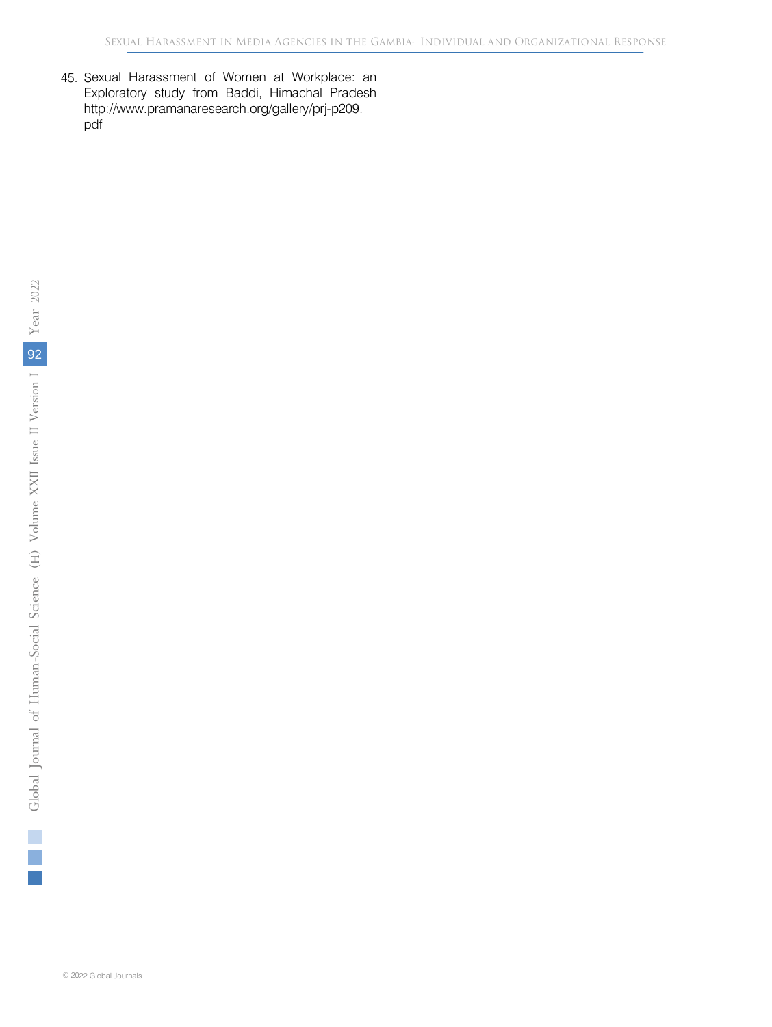45. Sexual Harassment of Women at Workplace: an Exploratory study from Baddi, Himachal Pradesh http://www.pramanaresearch.org/gallery/prj-p209.pdf